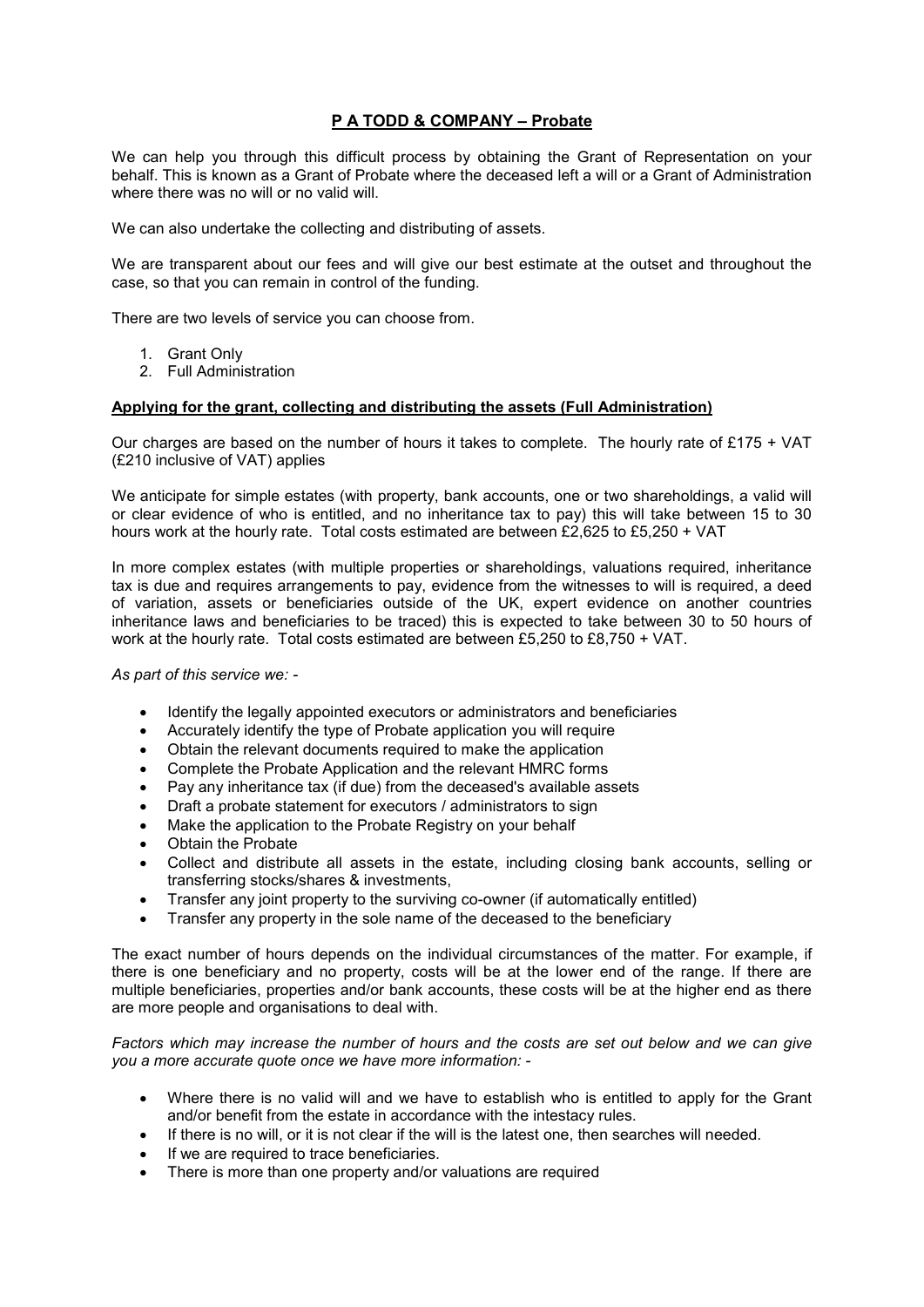# P A TODD & COMPANY – Probate

We can help you through this difficult process by obtaining the Grant of Representation on your behalf. This is known as a Grant of Probate where the deceased left a will or a Grant of Administration where there was no will or no valid will.

We can also undertake the collecting and distributing of assets.

We are transparent about our fees and will give our best estimate at the outset and throughout the case, so that you can remain in control of the funding.

There are two levels of service you can choose from.

1. Grant Only
2. Full Administration

## Applying for the grant, collecting and distributing the assets (Full Administration)

Our charges are based on the number of hours it takes to complete. The hourly rate of £175 + VAT (£210 inclusive of VAT) applies

We anticipate for simple estates (with property, bank accounts, one or two shareholdings, a valid will or clear evidence of who is entitled, and no inheritance tax to pay) this will take between 15 to 30 hours work at the hourly rate. Total costs estimated are between £2,625 to £5,250 + VAT

In more complex estates (with multiple properties or shareholdings, valuations required, inheritance tax is due and requires arrangements to pay, evidence from the witnesses to will is required, a deed of variation, assets or beneficiaries outside of the UK, expert evidence on another countries inheritance laws and beneficiaries to be traced) this is expected to take between 30 to 50 hours of work at the hourly rate. Total costs estimated are between £5,250 to £8,750 + VAT.

*As part of this service we: -*

- Identify the legally appointed executors or administrators and beneficiaries
- Accurately identify the type of Probate application you will require
- Obtain the relevant documents required to make the application
- Complete the Probate Application and the relevant HMRC forms
- Pay any inheritance tax (if due) from the deceased's available assets
- Draft a probate statement for executors / administrators to sign
- Make the application to the Probate Registry on your behalf
- Obtain the Probate
- Collect and distribute all assets in the estate, including closing bank accounts, selling or transferring stocks/shares & investments,
- Transfer any joint property to the surviving co-owner (if automatically entitled)
- Transfer any property in the sole name of the deceased to the beneficiary

The exact number of hours depends on the individual circumstances of the matter. For example, if there is one beneficiary and no property, costs will be at the lower end of the range. If there are multiple beneficiaries, properties and/or bank accounts, these costs will be at the higher end as there are more people and organisations to deal with.

*Factors which may increase the number of hours and the costs are set out below and we can give you a more accurate quote once we have more information: -*

- Where there is no valid will and we have to establish who is entitled to apply for the Grant and/or benefit from the estate in accordance with the intestacy rules.
- If there is no will, or it is not clear if the will is the latest one, then searches will needed.
- If we are required to trace beneficiaries.
- There is more than one property and/or valuations are required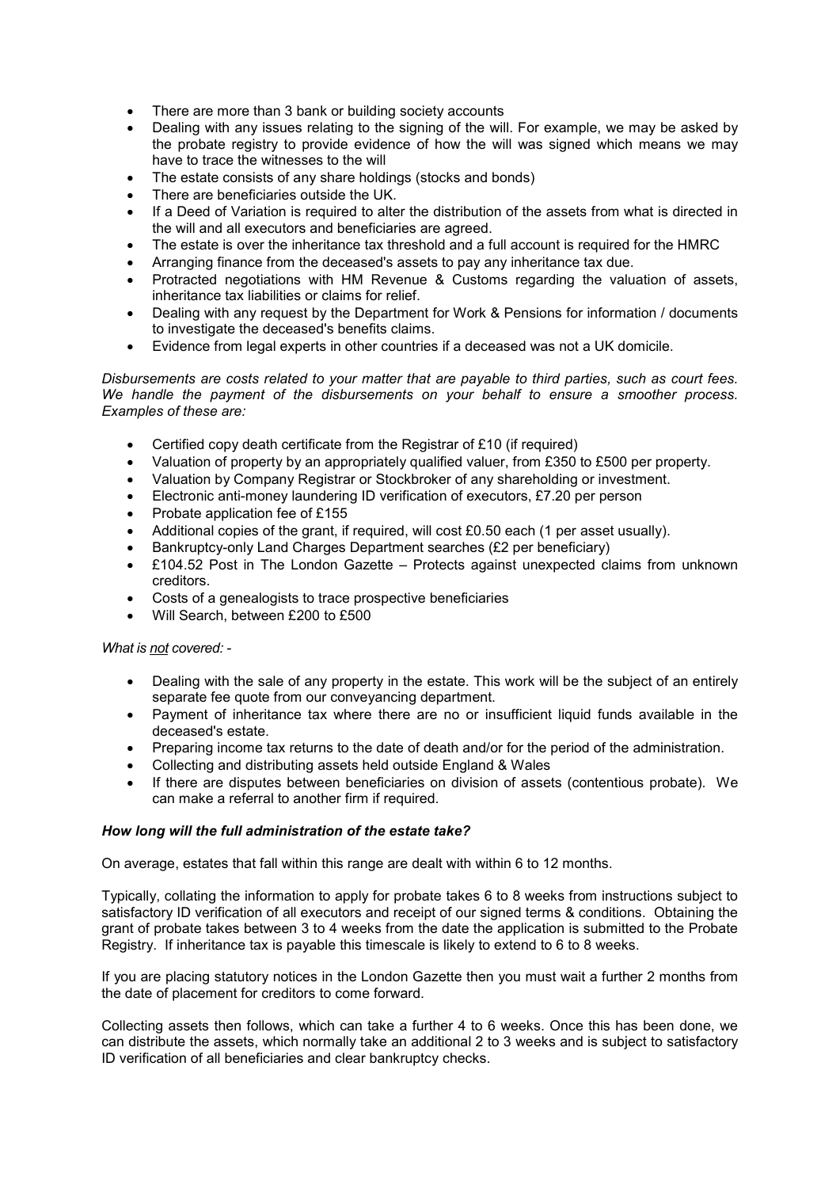- There are more than 3 bank or building society accounts
- Dealing with any issues relating to the signing of the will. For example, we may be asked by the probate registry to provide evidence of how the will was signed which means we may have to trace the witnesses to the will
- The estate consists of any share holdings (stocks and bonds)
- There are beneficiaries outside the UK.
- If a Deed of Variation is required to alter the distribution of the assets from what is directed in the will and all executors and beneficiaries are agreed.
- The estate is over the inheritance tax threshold and a full account is required for the HMRC
- Arranging finance from the deceased's assets to pay any inheritance tax due.
- Protracted negotiations with HM Revenue & Customs regarding the valuation of assets, inheritance tax liabilities or claims for relief.
- Dealing with any request by the Department for Work & Pensions for information / documents to investigate the deceased's benefits claims.
- Evidence from legal experts in other countries if a deceased was not a UK domicile.

*Disbursements are costs related to your matter that are payable to third parties, such as court fees. We handle the payment of the disbursements on your behalf to ensure a smoother process. Examples of these are:*

- Certified copy death certificate from the Registrar of £10 (if required)
- Valuation of property by an appropriately qualified valuer, from £350 to £500 per property.
- Valuation by Company Registrar or Stockbroker of any shareholding or investment.
- Electronic anti-money laundering ID verification of executors, £7.20 per person
- Probate application fee of £155
- Additional copies of the grant, if required, will cost £0.50 each (1 per asset usually).
- Bankruptcy-only Land Charges Department searches (£2 per beneficiary)
- £104.52 Post in The London Gazette – Protects against unexpected claims from unknown creditors.
- Costs of a genealogists to trace prospective beneficiaries
- Will Search, between £200 to £500

*What is not covered: -*

- Dealing with the sale of any property in the estate. This work will be the subject of an entirely separate fee quote from our conveyancing department.
- Payment of inheritance tax where there are no or insufficient liquid funds available in the deceased's estate.
- Preparing income tax returns to the date of death and/or for the period of the administration.
- Collecting and distributing assets held outside England & Wales
- If there are disputes between beneficiaries on division of assets (contentious probate). We can make a referral to another firm if required.

***How long will the full administration of the estate take?***

On average, estates that fall within this range are dealt with within 6 to 12 months.

Typically, collating the information to apply for probate takes 6 to 8 weeks from instructions subject to satisfactory ID verification of all executors and receipt of our signed terms & conditions. Obtaining the grant of probate takes between 3 to 4 weeks from the date the application is submitted to the Probate Registry. If inheritance tax is payable this timescale is likely to extend to 6 to 8 weeks.

If you are placing statutory notices in the London Gazette then you must wait a further 2 months from the date of placement for creditors to come forward.

Collecting assets then follows, which can take a further 4 to 6 weeks. Once this has been done, we can distribute the assets, which normally take an additional 2 to 3 weeks and is subject to satisfactory ID verification of all beneficiaries and clear bankruptcy checks.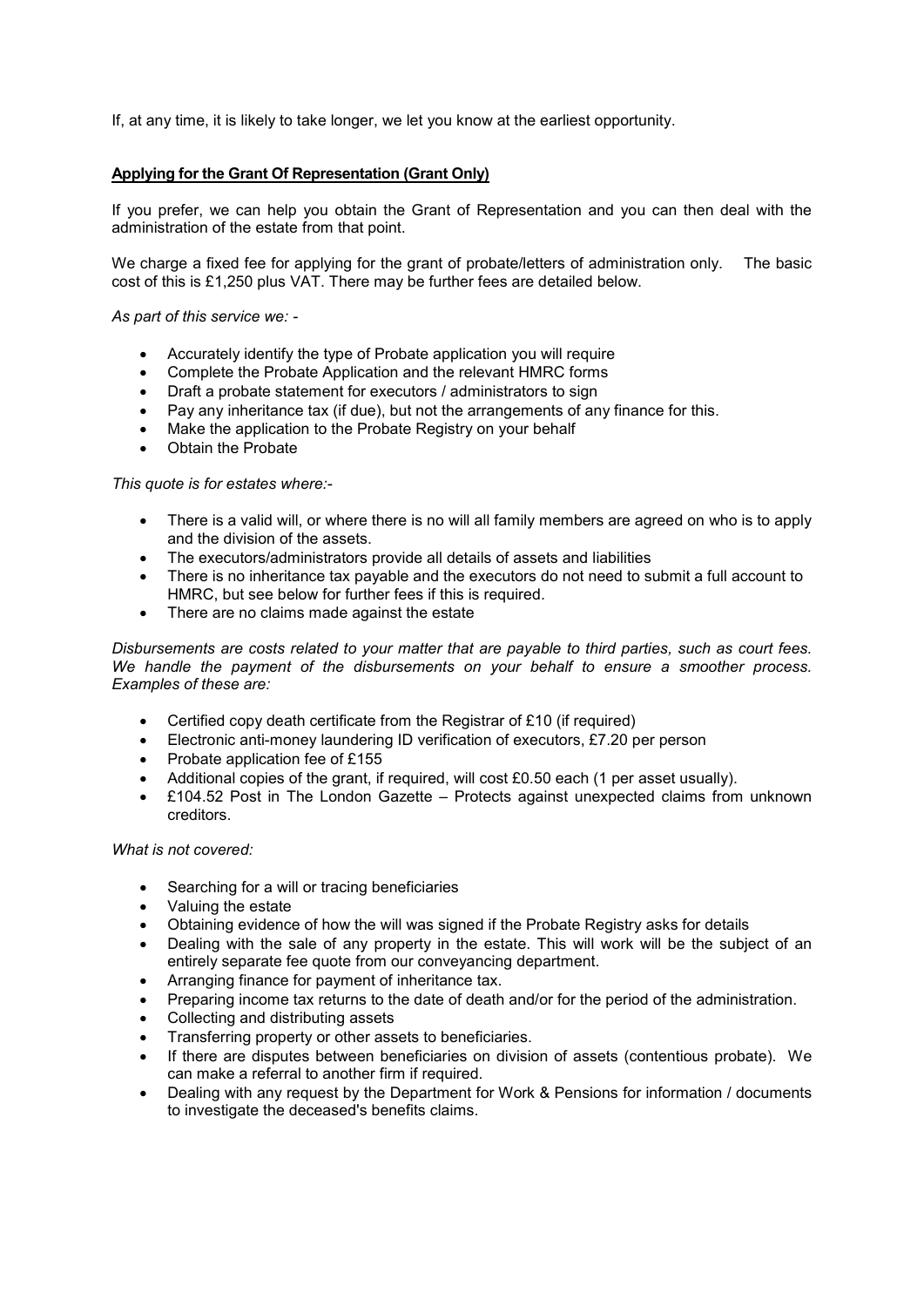If, at any time, it is likely to take longer, we let you know at the earliest opportunity.

## Applying for the Grant Of Representation (Grant Only)

If you prefer, we can help you obtain the Grant of Representation and you can then deal with the administration of the estate from that point.

We charge a fixed fee for applying for the grant of probate/letters of administration only. The basic cost of this is £1,250 plus VAT. There may be further fees are detailed below.

*As part of this service we: -*

- Accurately identify the type of Probate application you will require
- Complete the Probate Application and the relevant HMRC forms
- Draft a probate statement for executors / administrators to sign
- Pay any inheritance tax (if due), but not the arrangements of any finance for this.
- Make the application to the Probate Registry on your behalf
- Obtain the Probate

*This quote is for estates where:-*

- There is a valid will, or where there is no will all family members are agreed on who is to apply and the division of the assets.
- The executors/administrators provide all details of assets and liabilities
- There is no inheritance tax payable and the executors do not need to submit a full account to HMRC, but see below for further fees if this is required.
- There are no claims made against the estate

*Disbursements are costs related to your matter that are payable to third parties, such as court fees. We handle the payment of the disbursements on your behalf to ensure a smoother process. Examples of these are:*

- Certified copy death certificate from the Registrar of £10 (if required)
- Electronic anti-money laundering ID verification of executors, £7.20 per person
- Probate application fee of £155
- Additional copies of the grant, if required, will cost £0.50 each (1 per asset usually).
- £104.52 Post in The London Gazette – Protects against unexpected claims from unknown creditors.

*What is not covered:*

- Searching for a will or tracing beneficiaries
- Valuing the estate
- Obtaining evidence of how the will was signed if the Probate Registry asks for details
- Dealing with the sale of any property in the estate. This will work will be the subject of an entirely separate fee quote from our conveyancing department.
- Arranging finance for payment of inheritance tax.
- Preparing income tax returns to the date of death and/or for the period of the administration.
- Collecting and distributing assets
- Transferring property or other assets to beneficiaries.
- If there are disputes between beneficiaries on division of assets (contentious probate). We can make a referral to another firm if required.
- Dealing with any request by the Department for Work & Pensions for information / documents to investigate the deceased's benefits claims.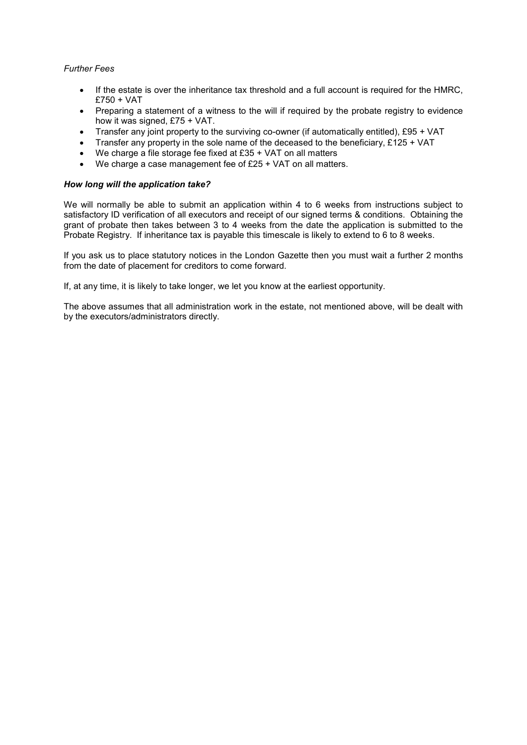*Further Fees*

- If the estate is over the inheritance tax threshold and a full account is required for the HMRC, £750 + VAT
- Preparing a statement of a witness to the will if required by the probate registry to evidence how it was signed, £75 + VAT.
- Transfer any joint property to the surviving co-owner (if automatically entitled), £95 + VAT
- Transfer any property in the sole name of the deceased to the beneficiary, £125 + VAT
- We charge a file storage fee fixed at £35 + VAT on all matters
- We charge a case management fee of £25 + VAT on all matters.

***How long will the application take?***

We will normally be able to submit an application within 4 to 6 weeks from instructions subject to satisfactory ID verification of all executors and receipt of our signed terms & conditions. Obtaining the grant of probate then takes between 3 to 4 weeks from the date the application is submitted to the Probate Registry. If inheritance tax is payable this timescale is likely to extend to 6 to 8 weeks.

If you ask us to place statutory notices in the London Gazette then you must wait a further 2 months from the date of placement for creditors to come forward.

If, at any time, it is likely to take longer, we let you know at the earliest opportunity.

The above assumes that all administration work in the estate, not mentioned above, will be dealt with by the executors/administrators directly.